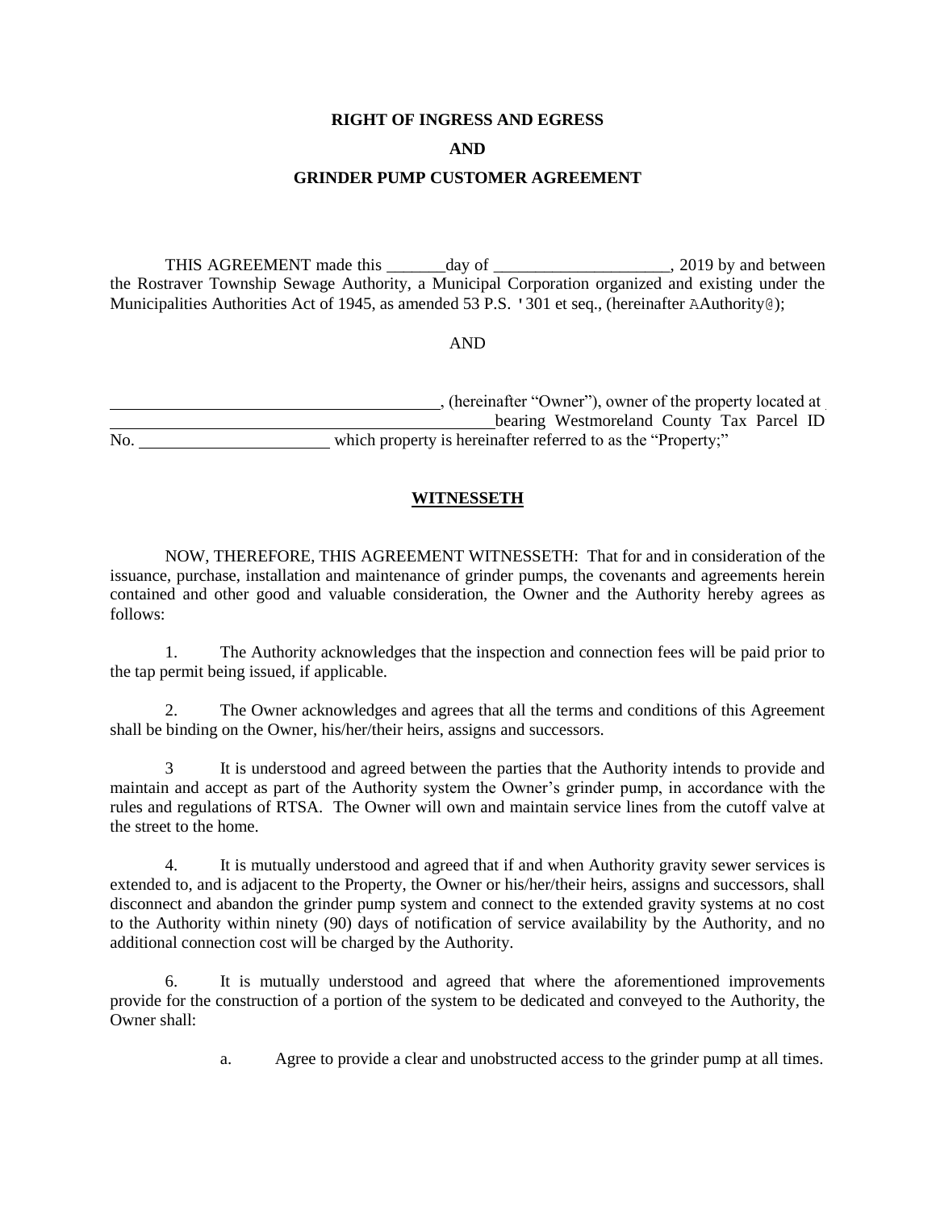**RIGHT OF INGRESS AND EGRESS**

**AND**

**GRINDER PUMP CUSTOMER AGREEMENT**

THIS AGREEMENT made this _______day of _____________________, 2019 by and between the Rostraver Township Sewage Authority, a Municipal Corporation organized and existing under the Municipalities Authorities Act of 1945, as amended 53 P.S. '301 et seq., (hereinafter AAuthority@);

AND

________________________________________, (hereinafter "Owner"), owner of the property located at ________________________________________________bearing Westmoreland County Tax Parcel ID No. ______________________ which property is hereinafter referred to as the "Property;"

**WITNESSETH**

NOW, THEREFORE, THIS AGREEMENT WITNESSETH: That for and in consideration of the issuance, purchase, installation and maintenance of grinder pumps, the covenants and agreements herein contained and other good and valuable consideration, the Owner and the Authority hereby agrees as follows:

1. The Authority acknowledges that the inspection and connection fees will be paid prior to the tap permit being issued, if applicable.

2. The Owner acknowledges and agrees that all the terms and conditions of this Agreement shall be binding on the Owner, his/her/their heirs, assigns and successors.

3 It is understood and agreed between the parties that the Authority intends to provide and maintain and accept as part of the Authority system the Owner's grinder pump, in accordance with the rules and regulations of RTSA. The Owner will own and maintain service lines from the cutoff valve at the street to the home.

4. It is mutually understood and agreed that if and when Authority gravity sewer services is extended to, and is adjacent to the Property, the Owner or his/her/their heirs, assigns and successors, shall disconnect and abandon the grinder pump system and connect to the extended gravity systems at no cost to the Authority within ninety (90) days of notification of service availability by the Authority, and no additional connection cost will be charged by the Authority.

6. It is mutually understood and agreed that where the aforementioned improvements provide for the construction of a portion of the system to be dedicated and conveyed to the Authority, the Owner shall:

   a. Agree to provide a clear and unobstructed access to the grinder pump at all times.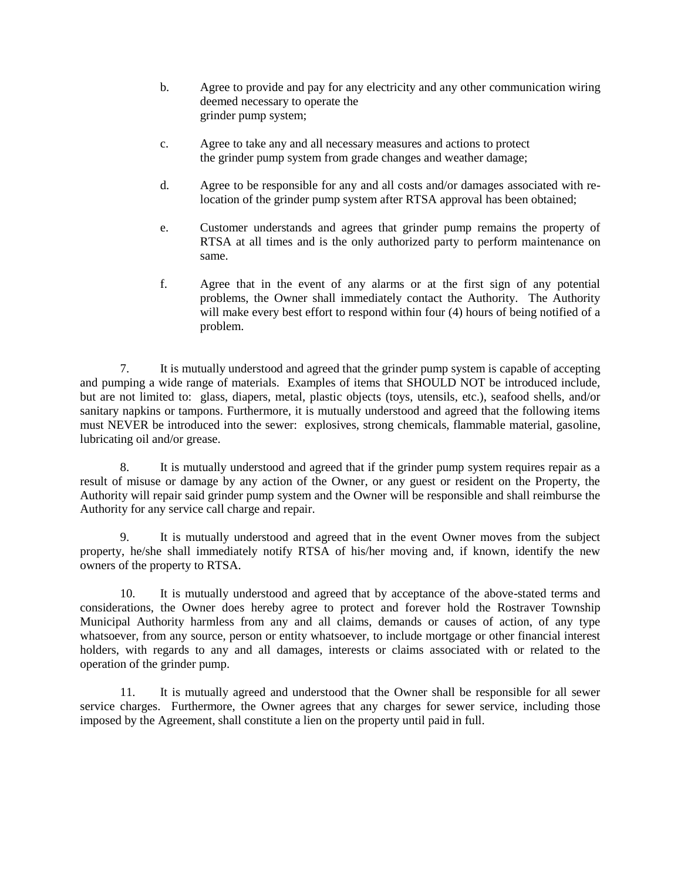b. Agree to provide and pay for any electricity and any other communication wiring deemed necessary to operate the grinder pump system;

c. Agree to take any and all necessary measures and actions to protect the grinder pump system from grade changes and weather damage;

d. Agree to be responsible for any and all costs and/or damages associated with re-location of the grinder pump system after RTSA approval has been obtained;

e. Customer understands and agrees that grinder pump remains the property of RTSA at all times and is the only authorized party to perform maintenance on same.

f. Agree that in the event of any alarms or at the first sign of any potential problems, the Owner shall immediately contact the Authority. The Authority will make every best effort to respond within four (4) hours of being notified of a problem.

7. It is mutually understood and agreed that the grinder pump system is capable of accepting and pumping a wide range of materials. Examples of items that SHOULD NOT be introduced include, but are not limited to: glass, diapers, metal, plastic objects (toys, utensils, etc.), seafood shells, and/or sanitary napkins or tampons. Furthermore, it is mutually understood and agreed that the following items must NEVER be introduced into the sewer: explosives, strong chemicals, flammable material, gasoline, lubricating oil and/or grease.

8. It is mutually understood and agreed that if the grinder pump system requires repair as a result of misuse or damage by any action of the Owner, or any guest or resident on the Property, the Authority will repair said grinder pump system and the Owner will be responsible and shall reimburse the Authority for any service call charge and repair.

9. It is mutually understood and agreed that in the event Owner moves from the subject property, he/she shall immediately notify RTSA of his/her moving and, if known, identify the new owners of the property to RTSA.

10. It is mutually understood and agreed that by acceptance of the above-stated terms and considerations, the Owner does hereby agree to protect and forever hold the Rostraver Township Municipal Authority harmless from any and all claims, demands or causes of action, of any type whatsoever, from any source, person or entity whatsoever, to include mortgage or other financial interest holders, with regards to any and all damages, interests or claims associated with or related to the operation of the grinder pump.

11. It is mutually agreed and understood that the Owner shall be responsible for all sewer service charges. Furthermore, the Owner agrees that any charges for sewer service, including those imposed by the Agreement, shall constitute a lien on the property until paid in full.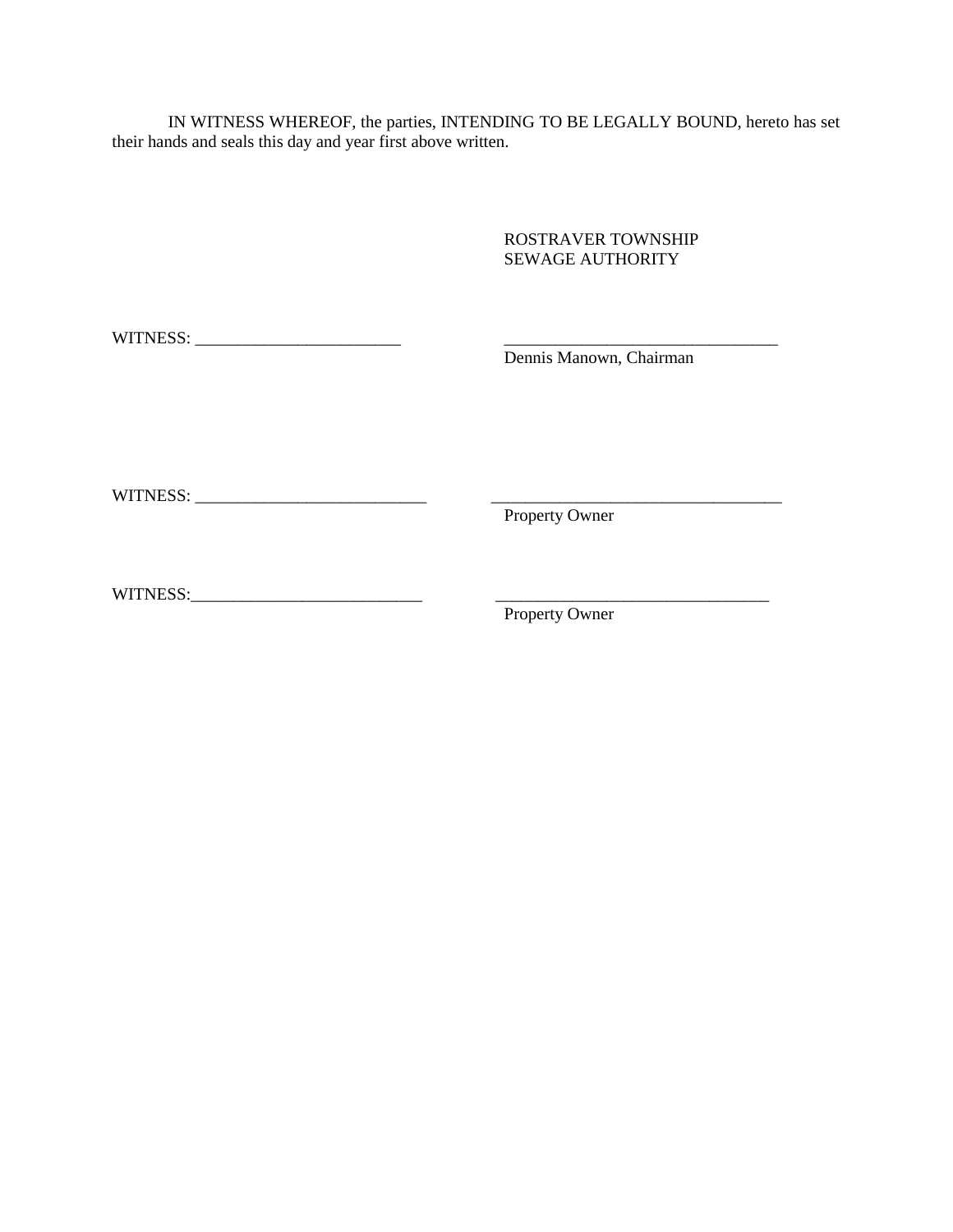IN WITNESS WHEREOF, the parties, INTENDING TO BE LEGALLY BOUND, hereto has set their hands and seals this day and year first above written.

ROSTRAVER TOWNSHIP
SEWAGE AUTHORITY

WITNESS: ________________________ ________________________________
Dennis Manown, Chairman

WITNESS: ___________________________ __________________________________
Property Owner

WITNESS:___________________________ _______________________________
Property Owner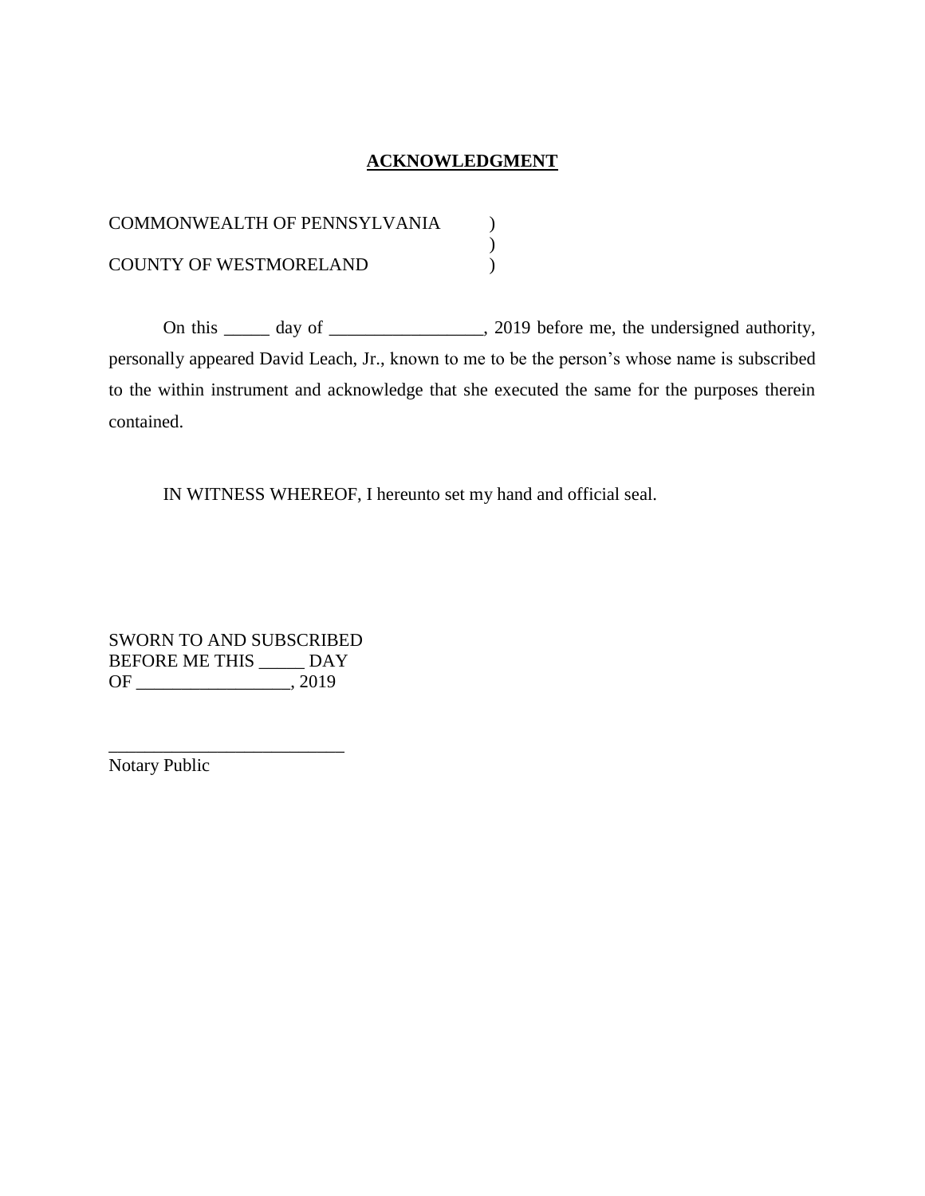**ACKNOWLEDGMENT**

COMMONWEALTH OF PENNSYLVANIA )
)
COUNTY OF WESTMORELAND )

On this _____ day of _________________, 2019 before me, the undersigned authority, personally appeared David Leach, Jr., known to me to be the person's whose name is subscribed to the within instrument and acknowledge that she executed the same for the purposes therein contained.

IN WITNESS WHEREOF, I hereunto set my hand and official seal.

SWORN TO AND SUBSCRIBED
BEFORE ME THIS _____ DAY
OF _________________, 2019

___________________________
Notary Public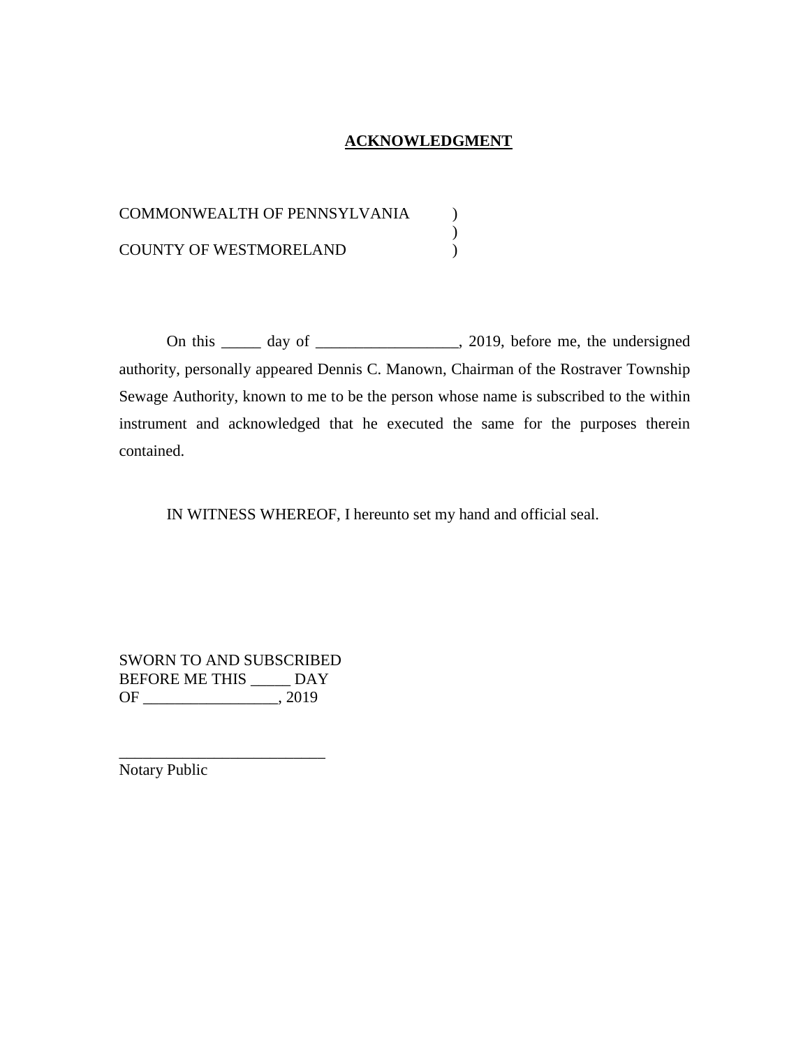**ACKNOWLEDGMENT**

COMMONWEALTH OF PENNSYLVANIA )
)
COUNTY OF WESTMORELAND )

On this _____ day of __________________, 2019, before me, the undersigned authority, personally appeared Dennis C. Manown, Chairman of the Rostraver Township Sewage Authority, known to me to be the person whose name is subscribed to the within instrument and acknowledged that he executed the same for the purposes therein contained.

IN WITNESS WHEREOF, I hereunto set my hand and official seal.

SWORN TO AND SUBSCRIBED
BEFORE ME THIS _____ DAY
OF _________________, 2019

__________________________
Notary Public